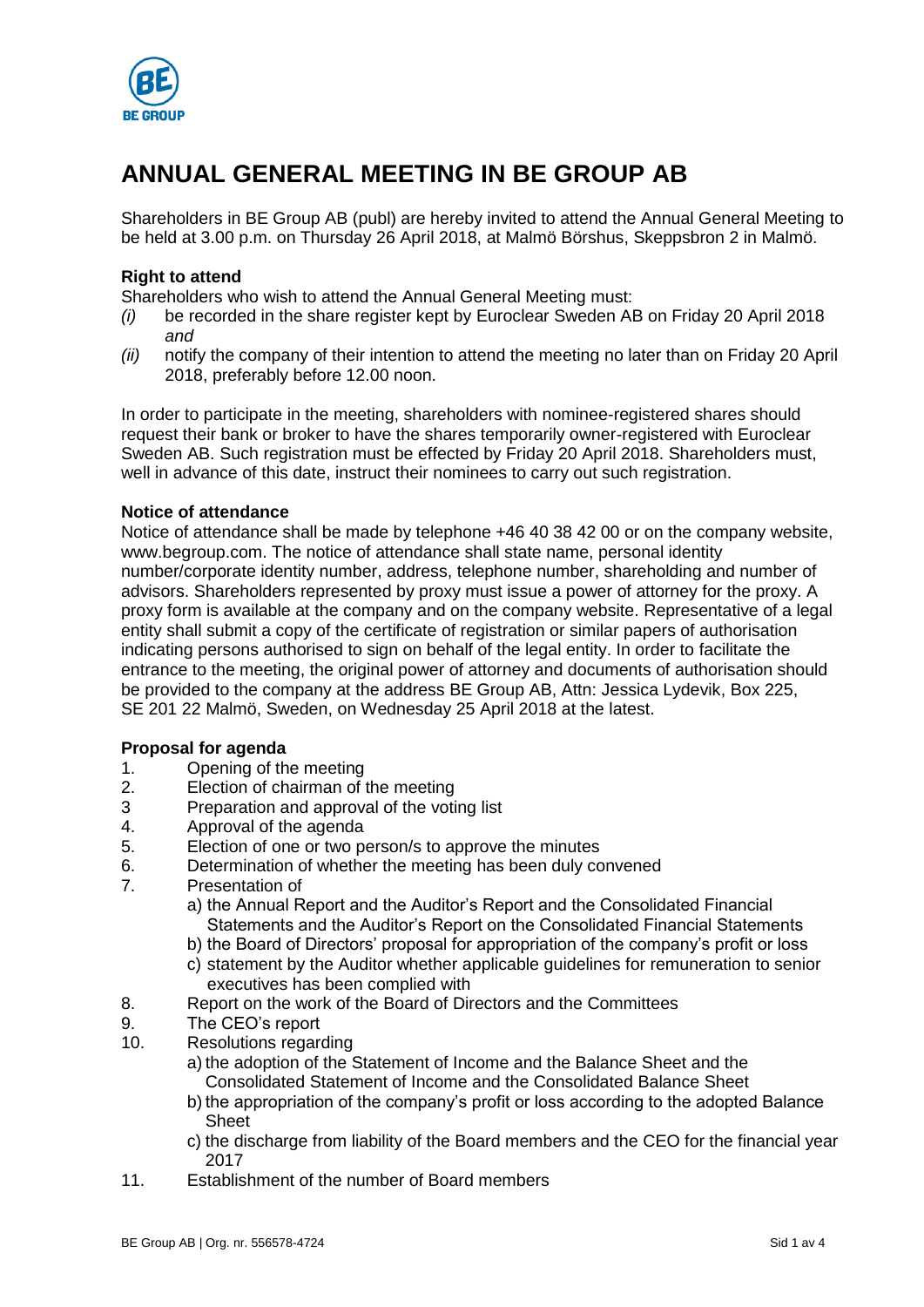# ANNUAL GENERAL MEETING IN BE GROUP AB

Shareholders in BE Group AB (publ) are hereby invited to attend the Annual General Meeting to be held at 3.00 p.m. on Thursday 26 April 2018, at Malmö Börshus, Skeppsbron 2 in Malmö.

**Right to attend**

Shareholders who wish to attend the Annual General Meeting must:

*(i)* be recorded in the share register kept by Euroclear Sweden AB on Friday 20 April 2018 *and*

*(ii)* notify the company of their intention to attend the meeting no later than on Friday 20 April 2018, preferably before 12.00 noon.

In order to participate in the meeting, shareholders with nominee-registered shares should request their bank or broker to have the shares temporarily owner-registered with Euroclear Sweden AB. Such registration must be effected by Friday 20 April 2018. Shareholders must, well in advance of this date, instruct their nominees to carry out such registration.

**Notice of attendance**

Notice of attendance shall be made by telephone +46 40 38 42 00 or on the company website, www.begroup.com. The notice of attendance shall state name, personal identity number/corporate identity number, address, telephone number, shareholding and number of advisors. Shareholders represented by proxy must issue a power of attorney for the proxy. A proxy form is available at the company and on the company website. Representative of a legal entity shall submit a copy of the certificate of registration or similar papers of authorisation indicating persons authorised to sign on behalf of the legal entity. In order to facilitate the entrance to the meeting, the original power of attorney and documents of authorisation should be provided to the company at the address BE Group AB, Attn: Jessica Lydevik, Box 225, SE 201 22 Malmö, Sweden, on Wednesday 25 April 2018 at the latest.

**Proposal for agenda**

1. Opening of the meeting
2. Election of chairman of the meeting
3 Preparation and approval of the voting list
4. Approval of the agenda
5. Election of one or two person/s to approve the minutes
6. Determination of whether the meeting has been duly convened
7. Presentation of
   a) the Annual Report and the Auditor's Report and the Consolidated Financial Statements and the Auditor's Report on the Consolidated Financial Statements
   b) the Board of Directors' proposal for appropriation of the company's profit or loss
   c) statement by the Auditor whether applicable guidelines for remuneration to senior executives has been complied with
8. Report on the work of the Board of Directors and the Committees
9. The CEO's report
10. Resolutions regarding
    a) the adoption of the Statement of Income and the Balance Sheet and the Consolidated Statement of Income and the Consolidated Balance Sheet
    b) the appropriation of the company's profit or loss according to the adopted Balance Sheet
    c) the discharge from liability of the Board members and the CEO for the financial year 2017
11. Establishment of the number of Board members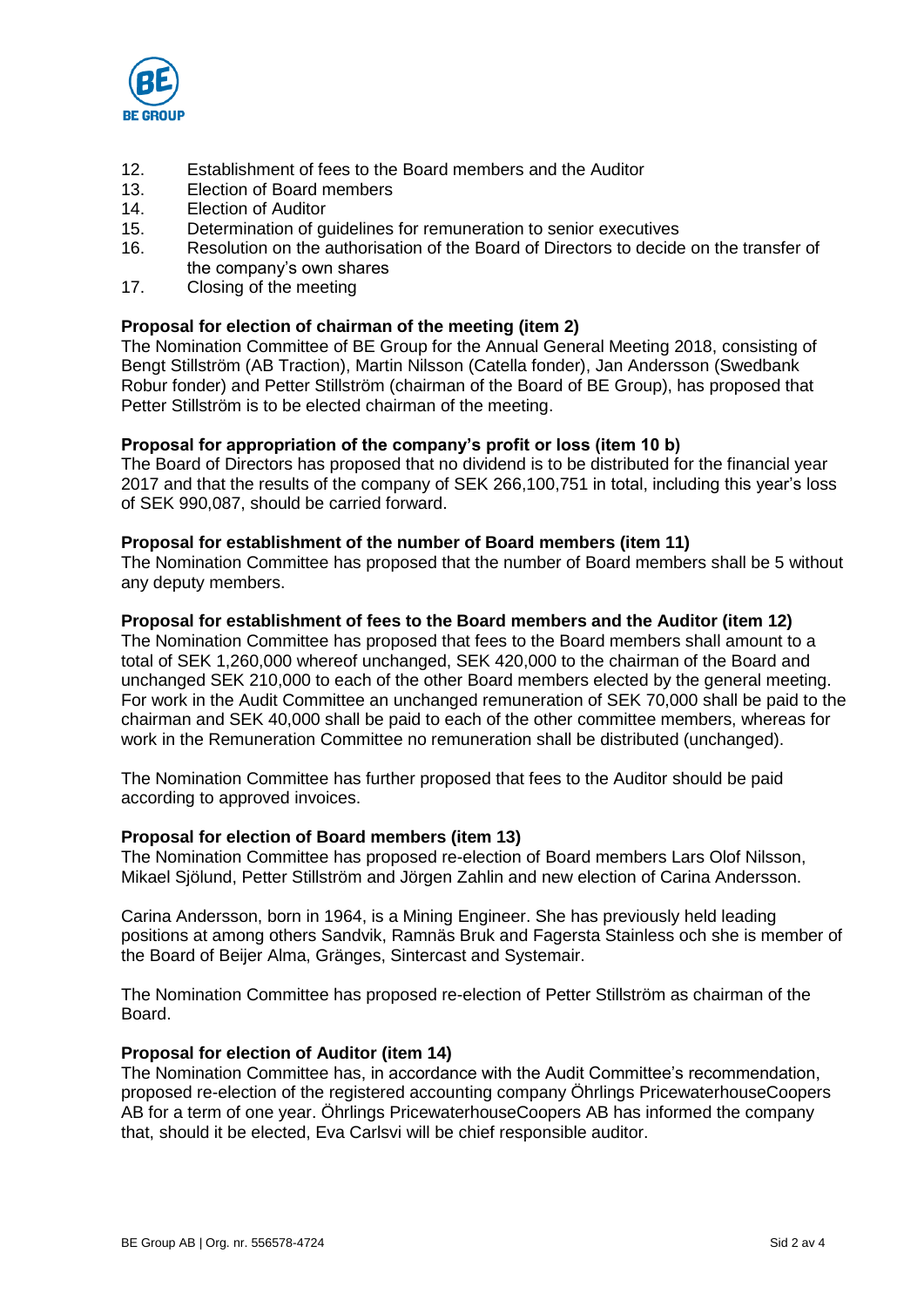12. Establishment of fees to the Board members and the Auditor
13. Election of Board members
14. Election of Auditor
15. Determination of guidelines for remuneration to senior executives
16. Resolution on the authorisation of the Board of Directors to decide on the transfer of the company's own shares
17. Closing of the meeting

**Proposal for election of chairman of the meeting (item 2)**
The Nomination Committee of BE Group for the Annual General Meeting 2018, consisting of Bengt Stillström (AB Traction), Martin Nilsson (Catella fonder), Jan Andersson (Swedbank Robur fonder) and Petter Stillström (chairman of the Board of BE Group), has proposed that Petter Stillström is to be elected chairman of the meeting.

**Proposal for appropriation of the company's profit or loss (item 10 b)**
The Board of Directors has proposed that no dividend is to be distributed for the financial year 2017 and that the results of the company of SEK 266,100,751 in total, including this year's loss of SEK 990,087, should be carried forward.

**Proposal for establishment of the number of Board members (item 11)**
The Nomination Committee has proposed that the number of Board members shall be 5 without any deputy members.

**Proposal for establishment of fees to the Board members and the Auditor (item 12)**
The Nomination Committee has proposed that fees to the Board members shall amount to a total of SEK 1,260,000 whereof unchanged, SEK 420,000 to the chairman of the Board and unchanged SEK 210,000 to each of the other Board members elected by the general meeting. For work in the Audit Committee an unchanged remuneration of SEK 70,000 shall be paid to the chairman and SEK 40,000 shall be paid to each of the other committee members, whereas for work in the Remuneration Committee no remuneration shall be distributed (unchanged).

The Nomination Committee has further proposed that fees to the Auditor should be paid according to approved invoices.

**Proposal for election of Board members (item 13)**
The Nomination Committee has proposed re-election of Board members Lars Olof Nilsson, Mikael Sjölund, Petter Stillström and Jörgen Zahlin and new election of Carina Andersson.

Carina Andersson, born in 1964, is a Mining Engineer. She has previously held leading positions at among others Sandvik, Ramnäs Bruk and Fagersta Stainless och she is member of the Board of Beijer Alma, Gränges, Sintercast and Systemair.

The Nomination Committee has proposed re-election of Petter Stillström as chairman of the Board.

**Proposal for election of Auditor (item 14)**
The Nomination Committee has, in accordance with the Audit Committee's recommendation, proposed re-election of the registered accounting company Öhrlings PricewaterhouseCoopers AB for a term of one year. Öhrlings PricewaterhouseCoopers AB has informed the company that, should it be elected, Eva Carlsvi will be chief responsible auditor.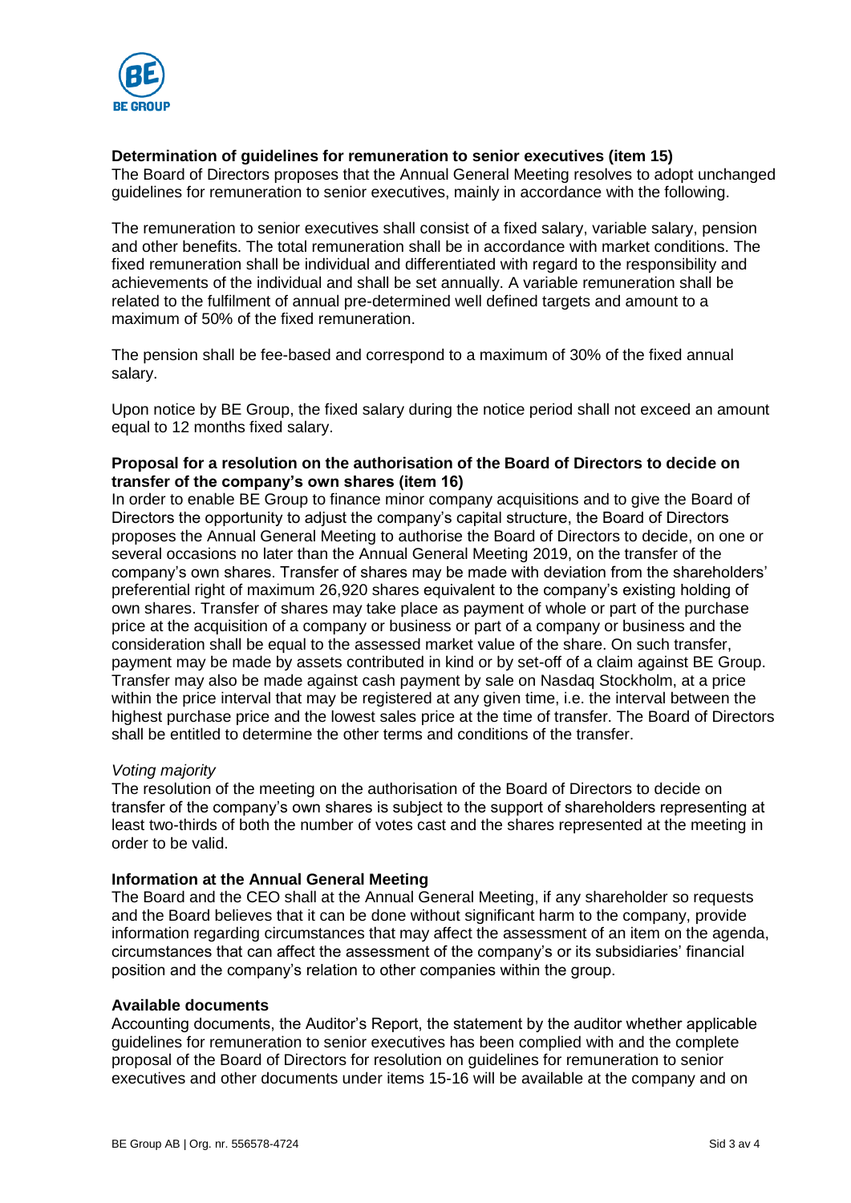**Determination of guidelines for remuneration to senior executives (item 15)**
The Board of Directors proposes that the Annual General Meeting resolves to adopt unchanged guidelines for remuneration to senior executives, mainly in accordance with the following.

The remuneration to senior executives shall consist of a fixed salary, variable salary, pension and other benefits. The total remuneration shall be in accordance with market conditions. The fixed remuneration shall be individual and differentiated with regard to the responsibility and achievements of the individual and shall be set annually. A variable remuneration shall be related to the fulfilment of annual pre-determined well defined targets and amount to a maximum of 50% of the fixed remuneration.

The pension shall be fee-based and correspond to a maximum of 30% of the fixed annual salary.

Upon notice by BE Group, the fixed salary during the notice period shall not exceed an amount equal to 12 months fixed salary.

**Proposal for a resolution on the authorisation of the Board of Directors to decide on transfer of the company's own shares (item 16)**
In order to enable BE Group to finance minor company acquisitions and to give the Board of Directors the opportunity to adjust the company's capital structure, the Board of Directors proposes the Annual General Meeting to authorise the Board of Directors to decide, on one or several occasions no later than the Annual General Meeting 2019, on the transfer of the company's own shares. Transfer of shares may be made with deviation from the shareholders' preferential right of maximum 26,920 shares equivalent to the company's existing holding of own shares. Transfer of shares may take place as payment of whole or part of the purchase price at the acquisition of a company or business or part of a company or business and the consideration shall be equal to the assessed market value of the share. On such transfer, payment may be made by assets contributed in kind or by set-off of a claim against BE Group. Transfer may also be made against cash payment by sale on Nasdaq Stockholm, at a price within the price interval that may be registered at any given time, i.e. the interval between the highest purchase price and the lowest sales price at the time of transfer. The Board of Directors shall be entitled to determine the other terms and conditions of the transfer.

*Voting majority*
The resolution of the meeting on the authorisation of the Board of Directors to decide on transfer of the company's own shares is subject to the support of shareholders representing at least two-thirds of both the number of votes cast and the shares represented at the meeting in order to be valid.

**Information at the Annual General Meeting**
The Board and the CEO shall at the Annual General Meeting, if any shareholder so requests and the Board believes that it can be done without significant harm to the company, provide information regarding circumstances that may affect the assessment of an item on the agenda, circumstances that can affect the assessment of the company's or its subsidiaries' financial position and the company's relation to other companies within the group.

**Available documents**
Accounting documents, the Auditor's Report, the statement by the auditor whether applicable guidelines for remuneration to senior executives has been complied with and the complete proposal of the Board of Directors for resolution on guidelines for remuneration to senior executives and other documents under items 15-16 will be available at the company and on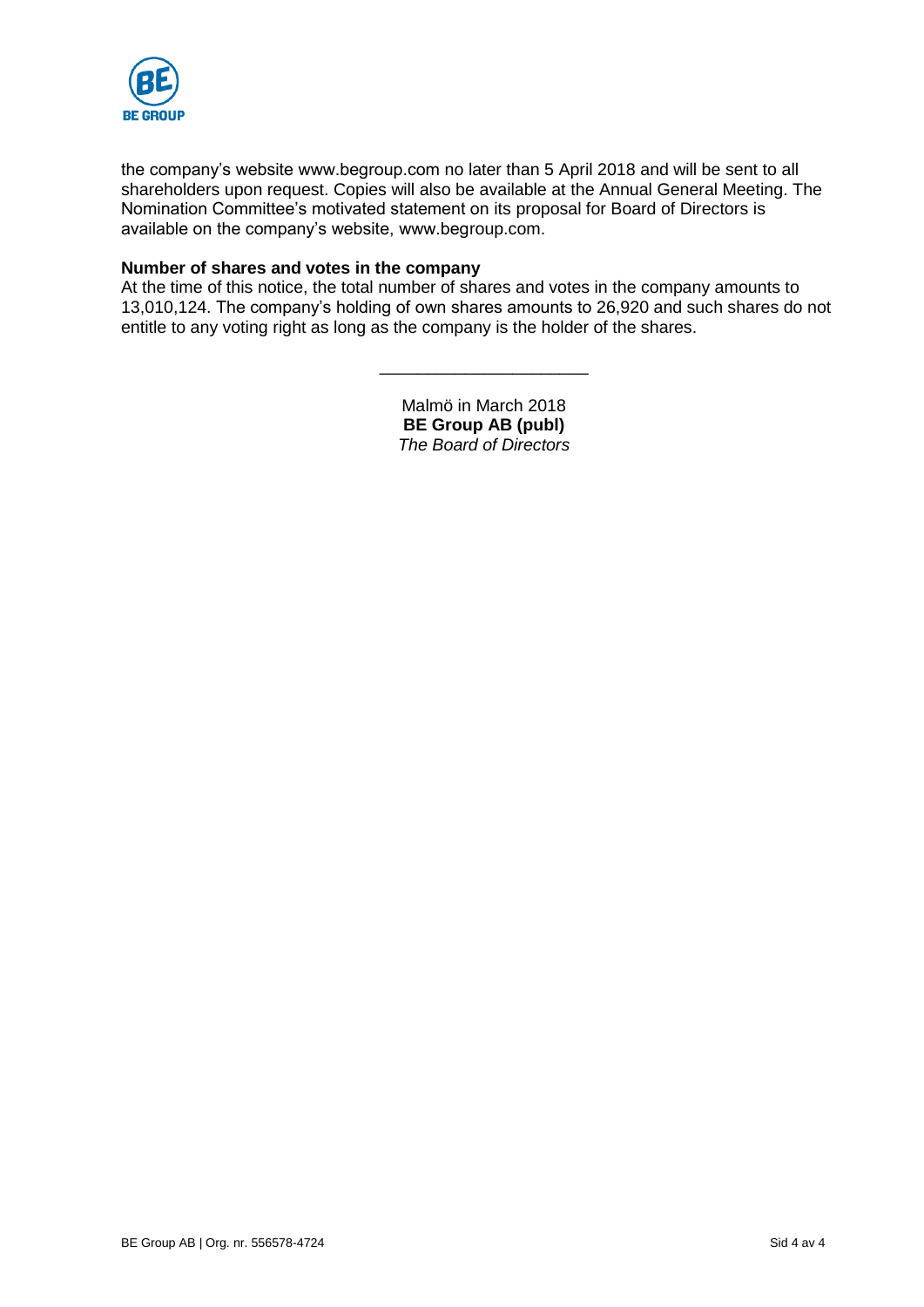the company's website www.begroup.com no later than 5 April 2018 and will be sent to all shareholders upon request. Copies will also be available at the Annual General Meeting. The Nomination Committee's motivated statement on its proposal for Board of Directors is available on the company's website, www.begroup.com.

**Number of shares and votes in the company**

At the time of this notice, the total number of shares and votes in the company amounts to 13,010,124. The company's holding of own shares amounts to 26,920 and such shares do not entitle to any voting right as long as the company is the holder of the shares.

---

Malmö in March 2018
**BE Group AB (publ)**
*The Board of Directors*